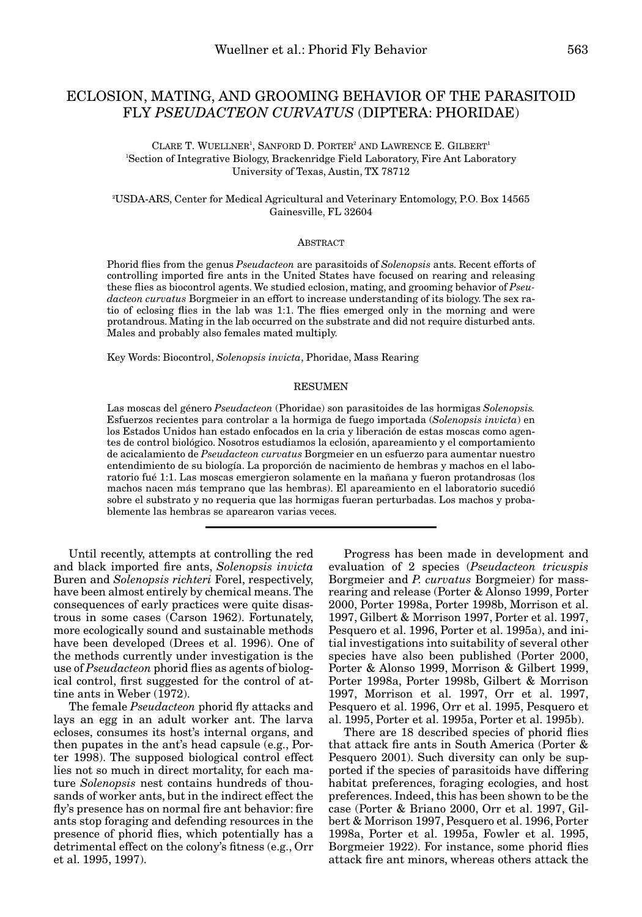# ECLOSION, MATING, AND GROOMING BEHAVIOR OF THE PARASITOID FLY *PSEUDACTEON CURVATUS* (DIPTERA: PHORIDAE)

CLARE T. WUELLNER[1], SANFORD D. PORTER[2] AND LAWRENCE E. GILBERT[1]

[1]Section of Integrative Biology, Brackenridge Field Laboratory, Fire Ant Laboratory University of Texas, Austin, TX 78712

[2]USDA-ARS, Center for Medical Agricultural and Veterinary Entomology, P.O. Box 14565 Gainesville, FL 32604

## ABSTRACT

Phorid flies from the genus *Pseudacteon* are parasitoids of *Solenopsis* ants. Recent efforts of controlling imported fire ants in the United States have focused on rearing and releasing these flies as biocontrol agents. We studied eclosion, mating, and grooming behavior of *Pseudacteon curvatus* Borgmeier in an effort to increase understanding of its biology. The sex ratio of eclosing flies in the lab was 1:1. The flies emerged only in the morning and were protandrous. Mating in the lab occurred on the substrate and did not require disturbed ants. Males and probably also females mated multiply.

Key Words: Biocontrol, *Solenopsis invicta*, Phoridae, Mass Rearing

## RESUMEN

Las moscas del género *Pseudacteon* (Phoridae) son parasitoides de las hormigas *Solenopsis.* Esfuerzos recientes para controlar a la hormiga de fuego importada (*Solenopsis invicta*) en los Estados Unidos han estado enfocados en la cria y liberación de estas moscas como agentes de control biológico. Nosotros estudiamos la eclosión, apareamiento y el comportamiento de acicalamiento de *Pseudacteon curvatus* Borgmeier en un esfuerzo para aumentar nuestro entendimiento de su biología. La proporción de nacimiento de hembras y machos en el laboratorio fué 1:1. Las moscas emergieron solamente en la mañana y fueron protandrosas (los machos nacen más temprano que las hembras). El apareamiento en el laboratorio sucedió sobre el substrato y no requeria que las hormigas fueran perturbadas. Los machos y probablemente las hembras se aparearon varias veces.

---

Until recently, attempts at controlling the red and black imported fire ants, *Solenopsis invicta* Buren and *Solenopsis richteri* Forel, respectively, have been almost entirely by chemical means. The consequences of early practices were quite disastrous in some cases (Carson 1962). Fortunately, more ecologically sound and sustainable methods have been developed (Drees et al. 1996). One of the methods currently under investigation is the use of *Pseudacteon* phorid flies as agents of biological control, first suggested for the control of attine ants in Weber (1972).

The female *Pseudacteon* phorid fly attacks and lays an egg in an adult worker ant. The larva ecloses, consumes its host's internal organs, and then pupates in the ant's head capsule (e.g., Porter 1998). The supposed biological control effect lies not so much in direct mortality, for each mature *Solenopsis* nest contains hundreds of thousands of worker ants, but in the indirect effect the fly's presence has on normal fire ant behavior: fire ants stop foraging and defending resources in the presence of phorid flies, which potentially has a detrimental effect on the colony's fitness (e.g., Orr et al. 1995, 1997).

Progress has been made in development and evaluation of 2 species (*Pseudacteon tricuspis* Borgmeier and *P. curvatus* Borgmeier) for mass-rearing and release (Porter & Alonso 1999, Porter 2000, Porter 1998a, Porter 1998b, Morrison et al. 1997, Gilbert & Morrison 1997, Porter et al. 1997, Pesquero et al. 1996, Porter et al. 1995a), and initial investigations into suitability of several other species have also been published (Porter 2000, Porter & Alonso 1999, Morrison & Gilbert 1999, Porter 1998a, Porter 1998b, Gilbert & Morrison 1997, Morrison et al. 1997, Orr et al. 1997, Pesquero et al. 1996, Orr et al. 1995, Pesquero et al. 1995, Porter et al. 1995a, Porter et al. 1995b).

There are 18 described species of phorid flies that attack fire ants in South America (Porter & Pesquero 2001). Such diversity can only be supported if the species of parasitoids have differing habitat preferences, foraging ecologies, and host preferences. Indeed, this has been shown to be the case (Porter & Briano 2000, Orr et al. 1997, Gilbert & Morrison 1997, Pesquero et al. 1996, Porter 1998a, Porter et al. 1995a, Fowler et al. 1995, Borgmeier 1922). For instance, some phorid flies attack fire ant minors, whereas others attack the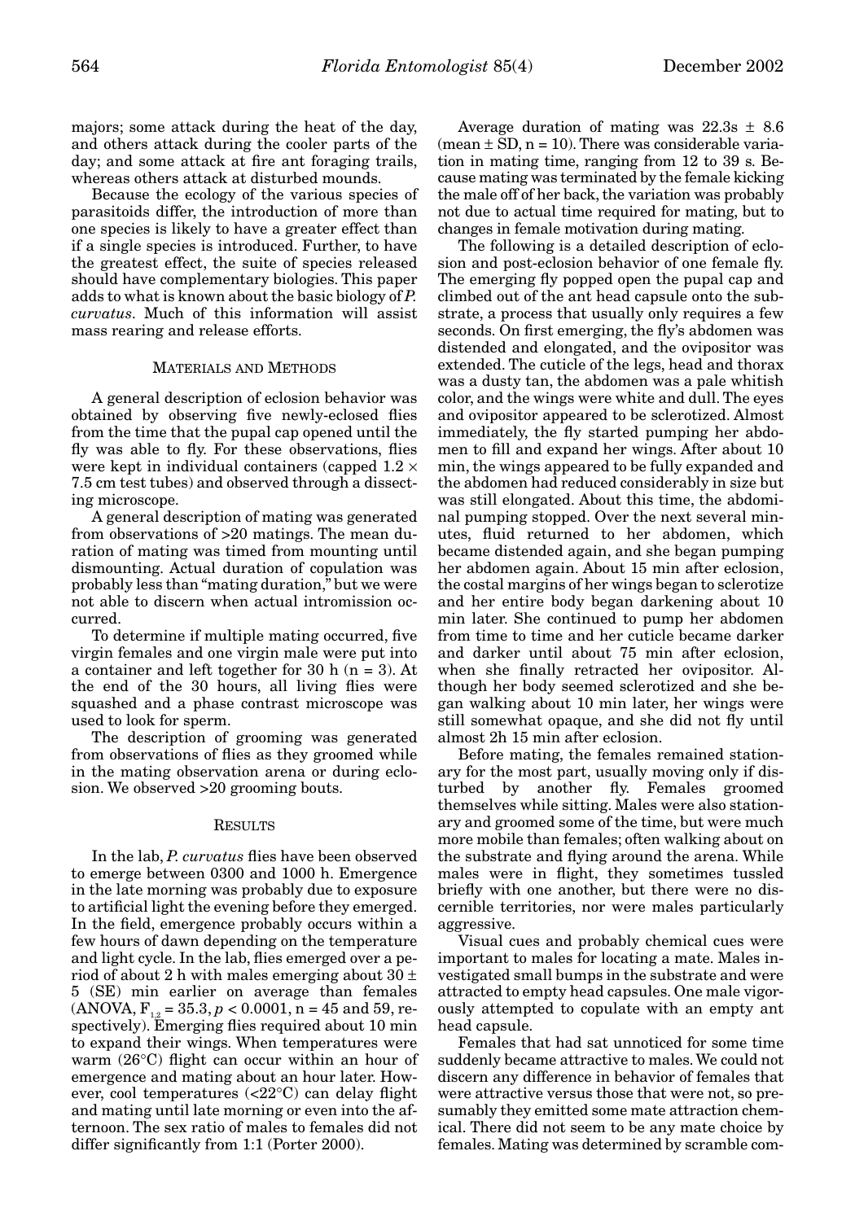majors; some attack during the heat of the day, and others attack during the cooler parts of the day; and some attack at fire ant foraging trails, whereas others attack at disturbed mounds.

Because the ecology of the various species of parasitoids differ, the introduction of more than one species is likely to have a greater effect than if a single species is introduced. Further, to have the greatest effect, the suite of species released should have complementary biologies. This paper adds to what is known about the basic biology of *P. curvatus*. Much of this information will assist mass rearing and release efforts.

## MATERIALS AND METHODS

A general description of eclosion behavior was obtained by observing five newly-eclosed flies from the time that the pupal cap opened until the fly was able to fly. For these observations, flies were kept in individual containers (capped 1.2 × 7.5 cm test tubes) and observed through a dissecting microscope.

A general description of mating was generated from observations of >20 matings. The mean duration of mating was timed from mounting until dismounting. Actual duration of copulation was probably less than "mating duration," but we were not able to discern when actual intromission occurred.

To determine if multiple mating occurred, five virgin females and one virgin male were put into a container and left together for 30 h (n = 3). At the end of the 30 hours, all living flies were squashed and a phase contrast microscope was used to look for sperm.

The description of grooming was generated from observations of flies as they groomed while in the mating observation arena or during eclosion. We observed >20 grooming bouts.

## RESULTS

In the lab, *P. curvatus* flies have been observed to emerge between 0300 and 1000 h. Emergence in the late morning was probably due to exposure to artificial light the evening before they emerged. In the field, emergence probably occurs within a few hours of dawn depending on the temperature and light cycle. In the lab, flies emerged over a period of about 2 h with males emerging about 30 ± 5 (SE) min earlier on average than females (ANOVA, $F_{1,2} = 35.3$, $p < 0.0001$, n = 45 and 59, respectively). Emerging flies required about 10 min to expand their wings. When temperatures were warm (26°C) flight can occur within an hour of emergence and mating about an hour later. However, cool temperatures (<22°C) can delay flight and mating until late morning or even into the afternoon. The sex ratio of males to females did not differ significantly from 1:1 (Porter 2000).

Average duration of mating was 22.3s ± 8.6 (mean ± SD, n = 10). There was considerable variation in mating time, ranging from 12 to 39 s. Because mating was terminated by the female kicking the male off of her back, the variation was probably not due to actual time required for mating, but to changes in female motivation during mating.

The following is a detailed description of eclosion and post-eclosion behavior of one female fly. The emerging fly popped open the pupal cap and climbed out of the ant head capsule onto the substrate, a process that usually only requires a few seconds. On first emerging, the fly's abdomen was distended and elongated, and the ovipositor was extended. The cuticle of the legs, head and thorax was a dusty tan, the abdomen was a pale whitish color, and the wings were white and dull. The eyes and ovipositor appeared to be sclerotized. Almost immediately, the fly started pumping her abdomen to fill and expand her wings. After about 10 min, the wings appeared to be fully expanded and the abdomen had reduced considerably in size but was still elongated. About this time, the abdominal pumping stopped. Over the next several minutes, fluid returned to her abdomen, which became distended again, and she began pumping her abdomen again. About 15 min after eclosion, the costal margins of her wings began to sclerotize and her entire body began darkening about 10 min later. She continued to pump her abdomen from time to time and her cuticle became darker and darker until about 75 min after eclosion, when she finally retracted her ovipositor. Although her body seemed sclerotized and she began walking about 10 min later, her wings were still somewhat opaque, and she did not fly until almost 2h 15 min after eclosion.

Before mating, the females remained stationary for the most part, usually moving only if disturbed by another fly. Females groomed themselves while sitting. Males were also stationary and groomed some of the time, but were much more mobile than females; often walking about on the substrate and flying around the arena. While males were in flight, they sometimes tussled briefly with one another, but there were no discernible territories, nor were males particularly aggressive.

Visual cues and probably chemical cues were important to males for locating a mate. Males investigated small bumps in the substrate and were attracted to empty head capsules. One male vigorously attempted to copulate with an empty ant head capsule.

Females that had sat unnoticed for some time suddenly became attractive to males. We could not discern any difference in behavior of females that were attractive versus those that were not, so presumably they emitted some mate attraction chemical. There did not seem to be any mate choice by females. Mating was determined by scramble com-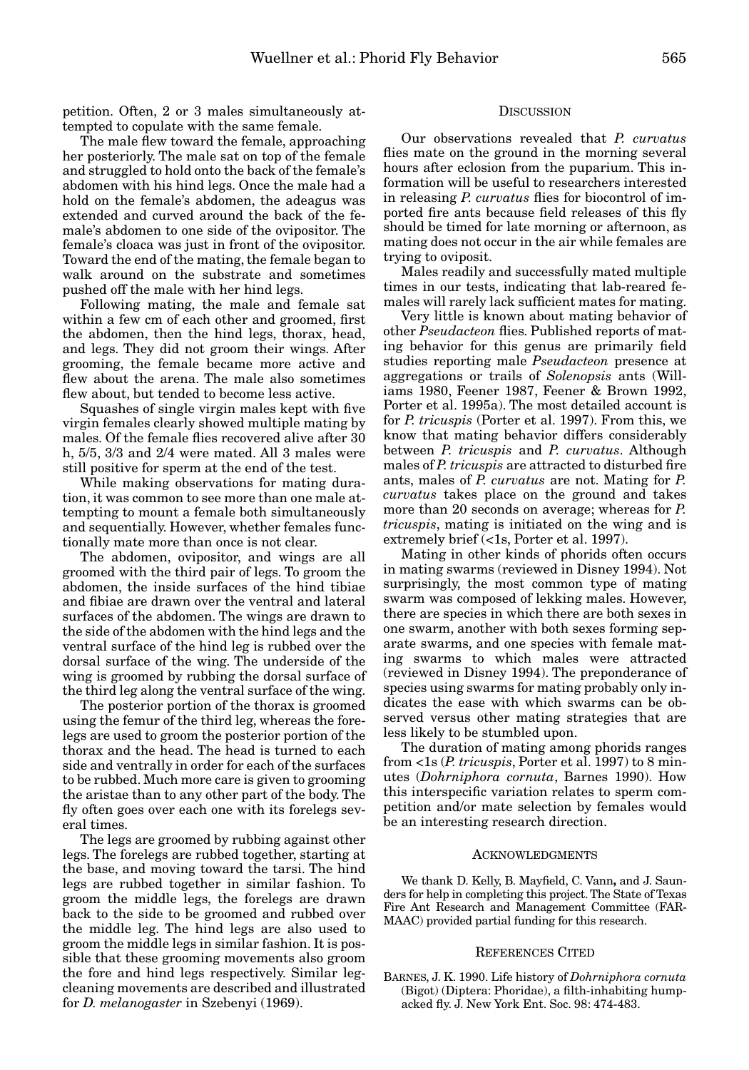petition. Often, 2 or 3 males simultaneously attempted to copulate with the same female.

The male flew toward the female, approaching her posteriorly. The male sat on top of the female and struggled to hold onto the back of the female's abdomen with his hind legs. Once the male had a hold on the female's abdomen, the adeagus was extended and curved around the back of the female's abdomen to one side of the ovipositor. The female's cloaca was just in front of the ovipositor. Toward the end of the mating, the female began to walk around on the substrate and sometimes pushed off the male with her hind legs.

Following mating, the male and female sat within a few cm of each other and groomed, first the abdomen, then the hind legs, thorax, head, and legs. They did not groom their wings. After grooming, the female became more active and flew about the arena. The male also sometimes flew about, but tended to become less active.

Squashes of single virgin males kept with five virgin females clearly showed multiple mating by males. Of the female flies recovered alive after 30 h, 5/5, 3/3 and 2/4 were mated. All 3 males were still positive for sperm at the end of the test.

While making observations for mating duration, it was common to see more than one male attempting to mount a female both simultaneously and sequentially. However, whether females functionally mate more than once is not clear.

The abdomen, ovipositor, and wings are all groomed with the third pair of legs. To groom the abdomen, the inside surfaces of the hind tibiae and fibiae are drawn over the ventral and lateral surfaces of the abdomen. The wings are drawn to the side of the abdomen with the hind legs and the ventral surface of the hind leg is rubbed over the dorsal surface of the wing. The underside of the wing is groomed by rubbing the dorsal surface of the third leg along the ventral surface of the wing.

The posterior portion of the thorax is groomed using the femur of the third leg, whereas the forelegs are used to groom the posterior portion of the thorax and the head. The head is turned to each side and ventrally in order for each of the surfaces to be rubbed. Much more care is given to grooming the aristae than to any other part of the body. The fly often goes over each one with its forelegs several times.

The legs are groomed by rubbing against other legs. The forelegs are rubbed together, starting at the base, and moving toward the tarsi. The hind legs are rubbed together in similar fashion. To groom the middle legs, the forelegs are drawn back to the side to be groomed and rubbed over the middle leg. The hind legs are also used to groom the middle legs in similar fashion. It is possible that these grooming movements also groom the fore and hind legs respectively. Similar leg-cleaning movements are described and illustrated for *D. melanogaster* in Szebenyi (1969).

## Discussion

Our observations revealed that *P. curvatus* flies mate on the ground in the morning several hours after eclosion from the puparium. This information will be useful to researchers interested in releasing *P. curvatus* flies for biocontrol of imported fire ants because field releases of this fly should be timed for late morning or afternoon, as mating does not occur in the air while females are trying to oviposit.

Males readily and successfully mated multiple times in our tests, indicating that lab-reared females will rarely lack sufficient mates for mating.

Very little is known about mating behavior of other *Pseudacteon* flies. Published reports of mating behavior for this genus are primarily field studies reporting male *Pseudacteon* presence at aggregations or trails of *Solenopsis* ants (Williams 1980, Feener 1987, Feener & Brown 1992, Porter et al. 1995a). The most detailed account is for *P. tricuspis* (Porter et al. 1997). From this, we know that mating behavior differs considerably between *P. tricuspis* and *P. curvatus*. Although males of *P. tricuspis* are attracted to disturbed fire ants, males of *P. curvatus* are not. Mating for *P. curvatus* takes place on the ground and takes more than 20 seconds on average; whereas for *P. tricuspis*, mating is initiated on the wing and is extremely brief (<1s, Porter et al. 1997).

Mating in other kinds of phorids often occurs in mating swarms (reviewed in Disney 1994). Not surprisingly, the most common type of mating swarm was composed of lekking males. However, there are species in which there are both sexes in one swarm, another with both sexes forming separate swarms, and one species with female mating swarms to which males were attracted (reviewed in Disney 1994). The preponderance of species using swarms for mating probably only indicates the ease with which swarms can be observed versus other mating strategies that are less likely to be stumbled upon.

The duration of mating among phorids ranges from <1s (*P. tricuspis*, Porter et al. 1997) to 8 minutes (*Dohrniphora cornuta*, Barnes 1990). How this interspecific variation relates to sperm competition and/or mate selection by females would be an interesting research direction.

## Acknowledgments

We thank D. Kelly, B. Mayfield, C. Vann, and J. Saunders for help in completing this project. The State of Texas Fire Ant Research and Management Committee (FARMAAC) provided partial funding for this research.

## References Cited

BARNES, J. K. 1990. Life history of *Dohrniphora cornuta* (Bigot) (Diptera: Phoridae), a filth-inhabiting humpacked fly. J. New York Ent. Soc. 98: 474-483.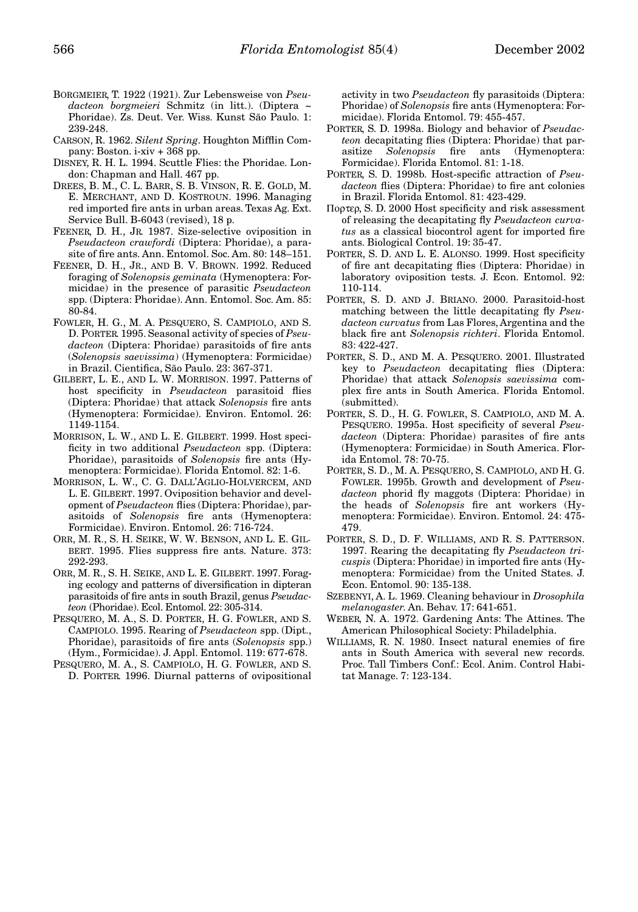BORGMEIER, T. 1922 (1921). Zur Lebensweise von *Pseudacteon borgmeieri* Schmitz (in litt.). (Diptera ~ Phoridae). Zs. Deut. Ver. Wiss. Kunst São Paulo. 1: 239-248.

CARSON, R. 1962. *Silent Spring*. Houghton Mifflin Company: Boston. i-xiv + 368 pp.

DISNEY, R. H. L. 1994. Scuttle Flies: the Phoridae. London: Chapman and Hall. 467 pp.

DREES, B. M., C. L. BARR, S. B. VINSON, R. E. GOLD, M. E. MERCHANT, AND D. KOSTROUN. 1996. Managing red imported fire ants in urban areas. Texas Ag. Ext. Service Bull. B-6043 (revised), 18 p.

FEENER, D. H., JR. 1987. Size-selective oviposition in *Pseudacteon crawfordi* (Diptera: Phoridae), a parasite of fire ants. Ann. Entomol. Soc. Am. 80: 148–151.

FEENER, D. H., JR., AND B. V. BROWN. 1992. Reduced foraging of *Solenopsis geminata* (Hymenoptera: Formicidae) in the presence of parasitic *Pseudacteon* spp. (Diptera: Phoridae). Ann. Entomol. Soc. Am. 85: 80-84.

FOWLER, H. G., M. A. PESQUERO, S. CAMPIOLO, AND S. D. PORTER. 1995. Seasonal activity of species of *Pseudacteon* (Diptera: Phoridae) parasitoids of fire ants (*Solenopsis saevissima*) (Hymenoptera: Formicidae) in Brazil. Cientifica, São Paulo. 23: 367-371.

GILBERT, L. E., AND L. W. MORRISON. 1997. Patterns of host specificity in *Pseudacteon* parasitoid flies (Diptera: Phoridae) that attack *Solenopsis* fire ants (Hymenoptera: Formicidae). Environ. Entomol. 26: 1149-1154.

MORRISON, L. W., AND L. E. GILBERT. 1999. Host specificity in two additional *Pseudacteon* spp. (Diptera: Phoridae), parasitoids of *Solenopsis* fire ants (Hymenoptera: Formicidae). Florida Entomol. 82: 1-6.

MORRISON, L. W., C. G. DALL'AGLIO-HOLVERCEM, AND L. E. GILBERT. 1997. Oviposition behavior and development of *Pseudacteon* flies (Diptera: Phoridae), parasitoids of *Solenopsis* fire ants (Hymenoptera: Formicidae). Environ. Entomol. 26: 716-724.

ORR, M. R., S. H. SEIKE, W. W. BENSON, AND L. E. GILBERT. 1995. Flies suppress fire ants. Nature. 373: 292-293.

ORR, M. R., S. H. SEIKE, AND L. E. GILBERT. 1997. Foraging ecology and patterns of diversification in dipteran parasitoids of fire ants in south Brazil, genus *Pseudacteon* (Phoridae). Ecol. Entomol. 22: 305-314.

PESQUERO, M. A., S. D. PORTER, H. G. FOWLER, AND S. CAMPIOLO. 1995. Rearing of *Pseudacteon* spp. (Dipt., Phoridae), parasitoids of fire ants (*Solenopsis* spp.) (Hym., Formicidae). J. Appl. Entomol. 119: 677-678.

PESQUERO, M. A., S. CAMPIOLO, H. G. FOWLER, AND S. D. PORTER. 1996. Diurnal patterns of ovipositional activity in two *Pseudacteon* fly parasitoids (Diptera: Phoridae) of *Solenopsis* fire ants (Hymenoptera: Formicidae). Florida Entomol. 79: 455-457.

PORTER, S. D. 1998a. Biology and behavior of *Pseudacteon* decapitating flies (Diptera: Phoridae) that parasitize *Solenopsis* fire ants (Hymenoptera: Formicidae). Florida Entomol. 81: 1-18.

PORTER, S. D. 1998b. Host-specific attraction of *Pseudacteon* flies (Diptera: Phoridae) to fire ant colonies in Brazil. Florida Entomol. 81: 423-429.

Πορτερ, S. D. 2000 Host specificity and risk assessment of releasing the decapitating fly *Pseudacteon curvatus* as a classical biocontrol agent for imported fire ants. Biological Control. 19: 35-47.

PORTER, S. D. AND L. E. ALONSO. 1999. Host specificity of fire ant decapitating flies (Diptera: Phoridae) in laboratory oviposition tests. J. Econ. Entomol. 92: 110-114.

PORTER, S. D. AND J. BRIANO. 2000. Parasitoid-host matching between the little decapitating fly *Pseudacteon curvatus* from Las Flores, Argentina and the black fire ant *Solenopsis richteri*. Florida Entomol. 83: 422-427.

PORTER, S. D., AND M. A. PESQUERO. 2001. Illustrated key to *Pseudacteon* decapitating flies (Diptera: Phoridae) that attack *Solenopsis saevissima* complex fire ants in South America. Florida Entomol. (submitted).

PORTER, S. D., H. G. FOWLER, S. CAMPIOLO, AND M. A. PESQUERO. 1995a. Host specificity of several *Pseudacteon* (Diptera: Phoridae) parasites of fire ants (Hymenoptera: Formicidae) in South America. Florida Entomol. 78: 70-75.

PORTER, S. D., M. A. PESQUERO, S. CAMPIOLO, AND H. G. FOWLER. 1995b. Growth and development of *Pseudacteon* phorid fly maggots (Diptera: Phoridae) in the heads of *Solenopsis* fire ant workers (Hymenoptera: Formicidae). Environ. Entomol. 24: 475-479.

PORTER, S. D., D. F. WILLIAMS, AND R. S. PATTERSON. 1997. Rearing the decapitating fly *Pseudacteon tricuspis* (Diptera: Phoridae) in imported fire ants (Hymenoptera: Formicidae) from the United States. J. Econ. Entomol. 90: 135-138.

SZEBENYI, A. L. 1969. Cleaning behaviour in *Drosophila melanogaster*. An. Behav. 17: 641-651.

WEBER, N. A. 1972. Gardening Ants: The Attines. The American Philosophical Society: Philadelphia.

WILLIAMS, R. N. 1980. Insect natural enemies of fire ants in South America with several new records. Proc. Tall Timbers Conf.: Ecol. Anim. Control Habitat Manage. 7: 123-134.